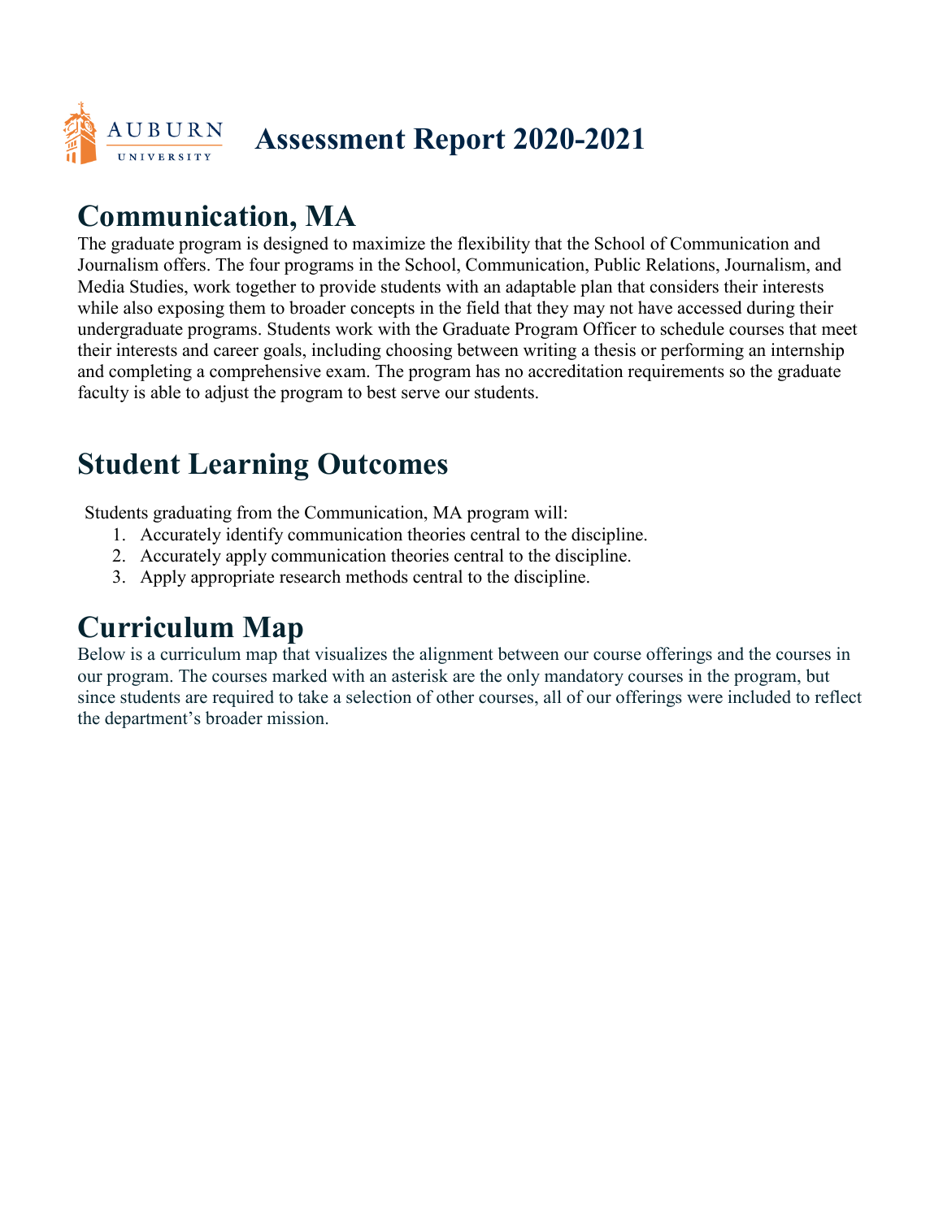# Assessment Report 2020-2021

## Communication, MA

The graduate program is designed to maximize the flexibility that the School of Communication and Journalism offers. The four programs in the School, Communication, Public Relations, Journalism, and Media Studies, work together to provide students with an adaptable plan that considers their interests while also exposing them to broader concepts in the field that they may not have accessed during their undergraduate programs. Students work with the Graduate Program Officer to schedule courses that meet their interests and career goals, including choosing between writing a thesis or performing an internship and completing a comprehensive exam. The program has no accreditation requirements so the graduate faculty is able to adjust the program to best serve our students.

## Student Learning Outcomes

Students graduating from the Communication, MA program will:

1. Accurately identify communication theories central to the discipline.
2. Accurately apply communication theories central to the discipline.
3. Apply appropriate research methods central to the discipline.

## Curriculum Map

Below is a curriculum map that visualizes the alignment between our course offerings and the courses in our program. The courses marked with an asterisk are the only mandatory courses in the program, but since students are required to take a selection of other courses, all of our offerings were included to reflect the department's broader mission.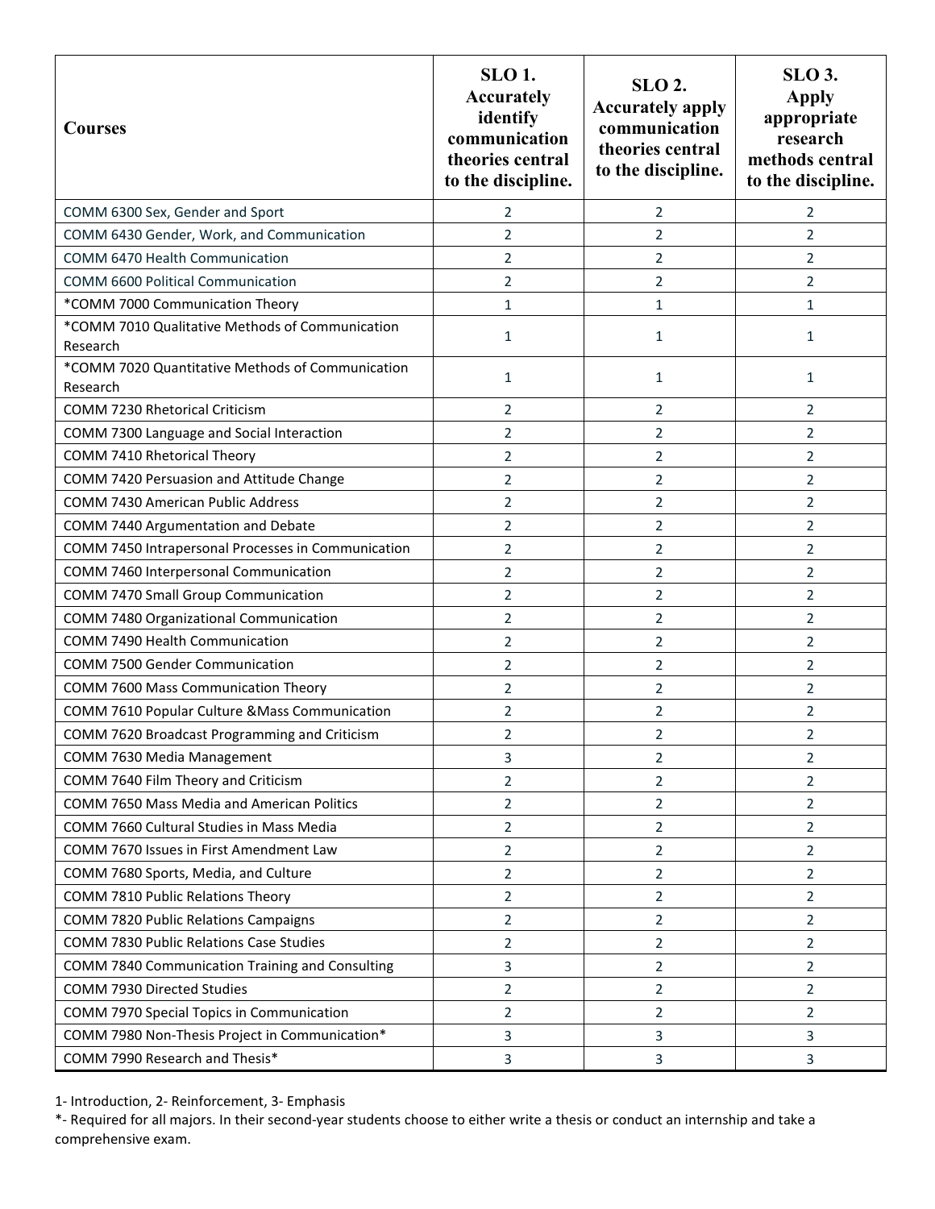| Courses | SLO 1. Accurately identify communication theories central to the discipline. | SLO 2. Accurately apply communication theories central to the discipline. | SLO 3. Apply appropriate research methods central to the discipline. |
|---|---|---|---|
| COMM 6300 Sex, Gender and Sport | 2 | 2 | 2 |
| COMM 6430 Gender, Work, and Communication | 2 | 2 | 2 |
| COMM 6470 Health Communication | 2 | 2 | 2 |
| COMM 6600 Political Communication | 2 | 2 | 2 |
| *COMM 7000 Communication Theory | 1 | 1 | 1 |
| *COMM 7010 Qualitative Methods of Communication Research | 1 | 1 | 1 |
| *COMM 7020 Quantitative Methods of Communication Research | 1 | 1 | 1 |
| COMM 7230 Rhetorical Criticism | 2 | 2 | 2 |
| COMM 7300 Language and Social Interaction | 2 | 2 | 2 |
| COMM 7410 Rhetorical Theory | 2 | 2 | 2 |
| COMM 7420 Persuasion and Attitude Change | 2 | 2 | 2 |
| COMM 7430 American Public Address | 2 | 2 | 2 |
| COMM 7440 Argumentation and Debate | 2 | 2 | 2 |
| COMM 7450 Intrapersonal Processes in Communication | 2 | 2 | 2 |
| COMM 7460 Interpersonal Communication | 2 | 2 | 2 |
| COMM 7470 Small Group Communication | 2 | 2 | 2 |
| COMM 7480 Organizational Communication | 2 | 2 | 2 |
| COMM 7490 Health Communication | 2 | 2 | 2 |
| COMM 7500 Gender Communication | 2 | 2 | 2 |
| COMM 7600 Mass Communication Theory | 2 | 2 | 2 |
| COMM 7610 Popular Culture &Mass Communication | 2 | 2 | 2 |
| COMM 7620 Broadcast Programming and Criticism | 2 | 2 | 2 |
| COMM 7630 Media Management | 3 | 2 | 2 |
| COMM 7640 Film Theory and Criticism | 2 | 2 | 2 |
| COMM 7650 Mass Media and American Politics | 2 | 2 | 2 |
| COMM 7660 Cultural Studies in Mass Media | 2 | 2 | 2 |
| COMM 7670 Issues in First Amendment Law | 2 | 2 | 2 |
| COMM 7680 Sports, Media, and Culture | 2 | 2 | 2 |
| COMM 7810 Public Relations Theory | 2 | 2 | 2 |
| COMM 7820 Public Relations Campaigns | 2 | 2 | 2 |
| COMM 7830 Public Relations Case Studies | 2 | 2 | 2 |
| COMM 7840 Communication Training and Consulting | 3 | 2 | 2 |
| COMM 7930 Directed Studies | 2 | 2 | 2 |
| COMM 7970 Special Topics in Communication | 2 | 2 | 2 |
| COMM 7980 Non-Thesis Project in Communication* | 3 | 3 | 3 |
| COMM 7990 Research and Thesis* | 3 | 3 | 3 |

1- Introduction, 2- Reinforcement, 3- Emphasis

*- Required for all majors. In their second-year students choose to either write a thesis or conduct an internship and take a comprehensive exam.